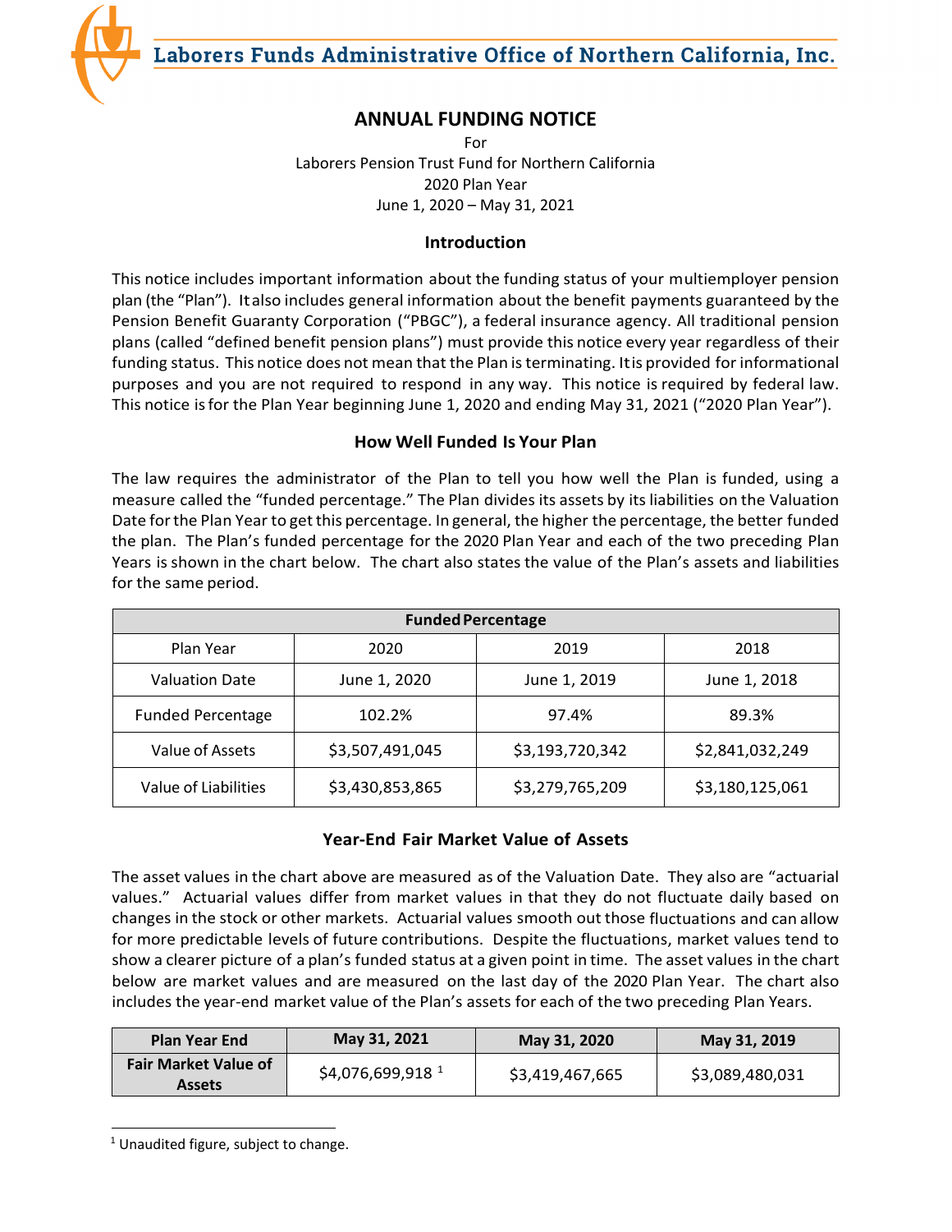Laborers Funds Administrative Office of Northern California, Inc.

# ANNUAL FUNDING NOTICE

For
Laborers Pension Trust Fund for Northern California
2020 Plan Year
June 1, 2020 – May 31, 2021

## Introduction

This notice includes important information about the funding status of your multiemployer pension plan (the "Plan"). It also includes general information about the benefit payments guaranteed by the Pension Benefit Guaranty Corporation ("PBGC"), a federal insurance agency. All traditional pension plans (called "defined benefit pension plans") must provide this notice every year regardless of their funding status. This notice does not mean that the Plan is terminating. It is provided for informational purposes and you are not required to respond in any way. This notice is required by federal law. This notice is for the Plan Year beginning June 1, 2020 and ending May 31, 2021 ("2020 Plan Year").

## How Well Funded Is Your Plan

The law requires the administrator of the Plan to tell you how well the Plan is funded, using a measure called the "funded percentage." The Plan divides its assets by its liabilities on the Valuation Date for the Plan Year to get this percentage. In general, the higher the percentage, the better funded the plan. The Plan's funded percentage for the 2020 Plan Year and each of the two preceding Plan Years is shown in the chart below. The chart also states the value of the Plan's assets and liabilities for the same period.

| **Funded Percentage** | | | |
|---|---|---|---|
| Plan Year | 2020 | 2019 | 2018 |
| Valuation Date | June 1, 2020 | June 1, 2019 | June 1, 2018 |
| Funded Percentage | 102.2% | 97.4% | 89.3% |
| Value of Assets | $3,507,491,045 | $3,193,720,342 | $2,841,032,249 |
| Value of Liabilities | $3,430,853,865 | $3,279,765,209 | $3,180,125,061 |

## Year-End Fair Market Value of Assets

The asset values in the chart above are measured as of the Valuation Date. They also are "actuarial values." Actuarial values differ from market values in that they do not fluctuate daily based on changes in the stock or other markets. Actuarial values smooth out those fluctuations and can allow for more predictable levels of future contributions. Despite the fluctuations, market values tend to show a clearer picture of a plan's funded status at a given point in time. The asset values in the chart below are market values and are measured on the last day of the 2020 Plan Year. The chart also includes the year-end market value of the Plan's assets for each of the two preceding Plan Years.

| **Plan Year End** | **May 31, 2021** | **May 31, 2020** | **May 31, 2019** |
|---|---|---|---|
| **Fair Market Value of Assets** | $4,076,699,918 [1] | $3,419,467,665 | $3,089,480,031 |

[1] Unaudited figure, subject to change.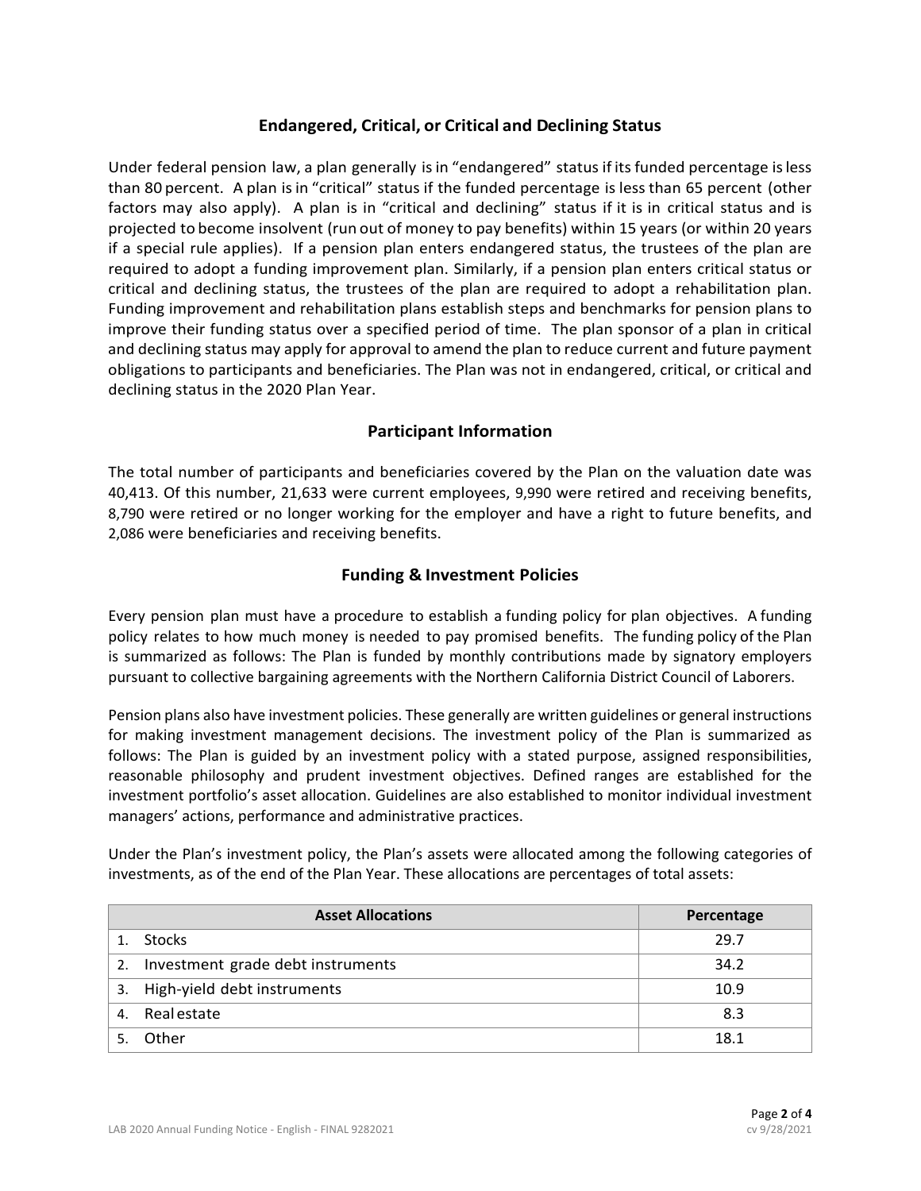## Endangered, Critical, or Critical and Declining Status

Under federal pension law, a plan generally is in "endangered" status if its funded percentage is less than 80 percent. A plan is in "critical" status if the funded percentage is less than 65 percent (other factors may also apply). A plan is in "critical and declining" status if it is in critical status and is projected to become insolvent (run out of money to pay benefits) within 15 years (or within 20 years if a special rule applies). If a pension plan enters endangered status, the trustees of the plan are required to adopt a funding improvement plan. Similarly, if a pension plan enters critical status or critical and declining status, the trustees of the plan are required to adopt a rehabilitation plan. Funding improvement and rehabilitation plans establish steps and benchmarks for pension plans to improve their funding status over a specified period of time. The plan sponsor of a plan in critical and declining status may apply for approval to amend the plan to reduce current and future payment obligations to participants and beneficiaries. The Plan was not in endangered, critical, or critical and declining status in the 2020 Plan Year.

## Participant Information

The total number of participants and beneficiaries covered by the Plan on the valuation date was 40,413. Of this number, 21,633 were current employees, 9,990 were retired and receiving benefits, 8,790 were retired or no longer working for the employer and have a right to future benefits, and 2,086 were beneficiaries and receiving benefits.

## Funding & Investment Policies

Every pension plan must have a procedure to establish a funding policy for plan objectives. A funding policy relates to how much money is needed to pay promised benefits. The funding policy of the Plan is summarized as follows: The Plan is funded by monthly contributions made by signatory employers pursuant to collective bargaining agreements with the Northern California District Council of Laborers.

Pension plans also have investment policies. These generally are written guidelines or general instructions for making investment management decisions. The investment policy of the Plan is summarized as follows: The Plan is guided by an investment policy with a stated purpose, assigned responsibilities, reasonable philosophy and prudent investment objectives. Defined ranges are established for the investment portfolio's asset allocation. Guidelines are also established to monitor individual investment managers' actions, performance and administrative practices.

Under the Plan's investment policy, the Plan's assets were allocated among the following categories of investments, as of the end of the Plan Year. These allocations are percentages of total assets:

| Asset Allocations | Percentage |
|---|---|
| 1. Stocks | 29.7 |
| 2. Investment grade debt instruments | 34.2 |
| 3. High-yield debt instruments | 10.9 |
| 4. Real estate | 8.3 |
| 5. Other | 18.1 |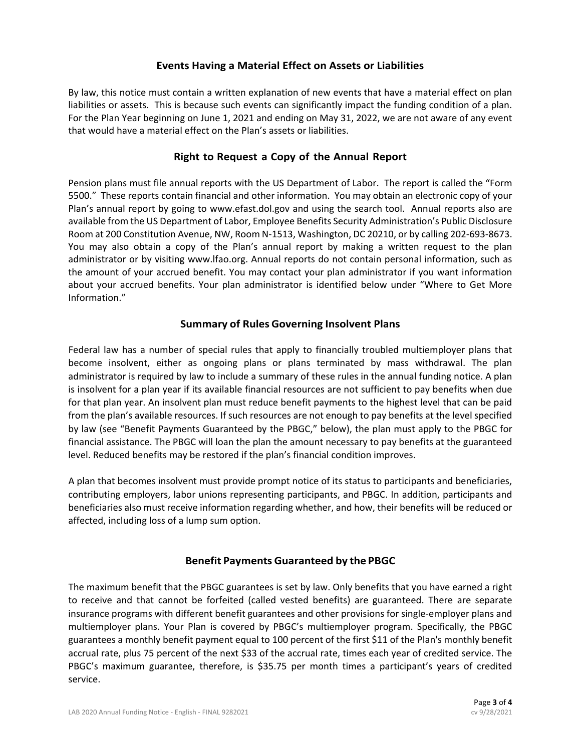## Events Having a Material Effect on Assets or Liabilities

By law, this notice must contain a written explanation of new events that have a material effect on plan liabilities or assets. This is because such events can significantly impact the funding condition of a plan. For the Plan Year beginning on June 1, 2021 and ending on May 31, 2022, we are not aware of any event that would have a material effect on the Plan's assets or liabilities.

## Right to Request a Copy of the Annual Report

Pension plans must file annual reports with the US Department of Labor. The report is called the "Form 5500." These reports contain financial and other information. You may obtain an electronic copy of your Plan's annual report by going to www.efast.dol.gov and using the search tool. Annual reports also are available from the US Department of Labor, Employee Benefits Security Administration's Public Disclosure Room at 200 Constitution Avenue, NW, Room N-1513, Washington, DC 20210, or by calling 202-693-8673. You may also obtain a copy of the Plan's annual report by making a written request to the plan administrator or by visiting www.lfao.org. Annual reports do not contain personal information, such as the amount of your accrued benefit. You may contact your plan administrator if you want information about your accrued benefits. Your plan administrator is identified below under "Where to Get More Information."

## Summary of Rules Governing Insolvent Plans

Federal law has a number of special rules that apply to financially troubled multiemployer plans that become insolvent, either as ongoing plans or plans terminated by mass withdrawal. The plan administrator is required by law to include a summary of these rules in the annual funding notice. A plan is insolvent for a plan year if its available financial resources are not sufficient to pay benefits when due for that plan year. An insolvent plan must reduce benefit payments to the highest level that can be paid from the plan's available resources. If such resources are not enough to pay benefits at the level specified by law (see "Benefit Payments Guaranteed by the PBGC," below), the plan must apply to the PBGC for financial assistance. The PBGC will loan the plan the amount necessary to pay benefits at the guaranteed level. Reduced benefits may be restored if the plan's financial condition improves.

A plan that becomes insolvent must provide prompt notice of its status to participants and beneficiaries, contributing employers, labor unions representing participants, and PBGC. In addition, participants and beneficiaries also must receive information regarding whether, and how, their benefits will be reduced or affected, including loss of a lump sum option.

## Benefit Payments Guaranteed by the PBGC

The maximum benefit that the PBGC guarantees is set by law. Only benefits that you have earned a right to receive and that cannot be forfeited (called vested benefits) are guaranteed. There are separate insurance programs with different benefit guarantees and other provisions for single-employer plans and multiemployer plans. Your Plan is covered by PBGC's multiemployer program. Specifically, the PBGC guarantees a monthly benefit payment equal to 100 percent of the first $11 of the Plan's monthly benefit accrual rate, plus 75 percent of the next $33 of the accrual rate, times each year of credited service. The PBGC's maximum guarantee, therefore, is $35.75 per month times a participant's years of credited service.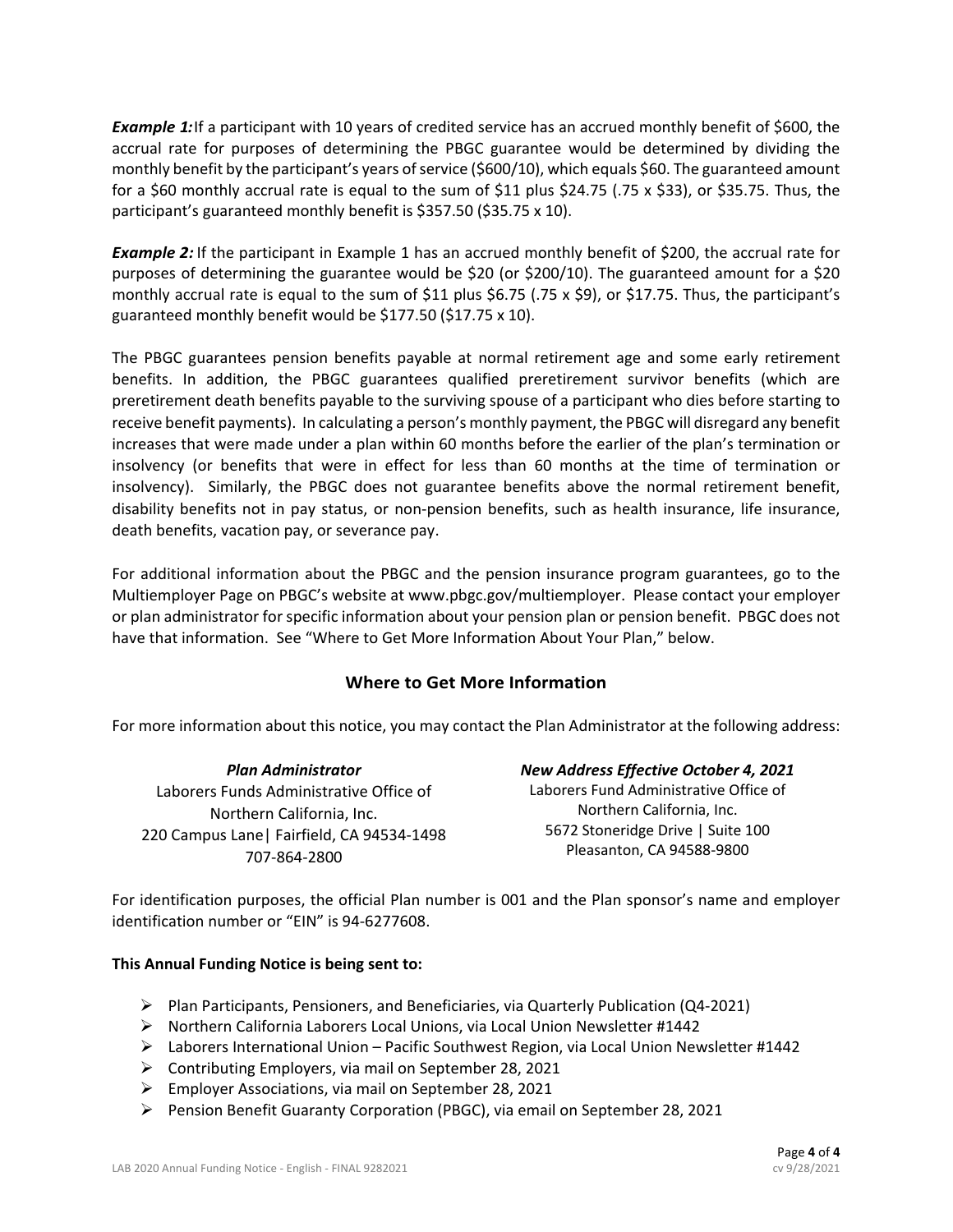***Example 1:*** If a participant with 10 years of credited service has an accrued monthly benefit of $600, the accrual rate for purposes of determining the PBGC guarantee would be determined by dividing the monthly benefit by the participant's years of service ($600/10), which equals $60. The guaranteed amount for a $60 monthly accrual rate is equal to the sum of $11 plus $24.75 (.75 x $33), or $35.75. Thus, the participant's guaranteed monthly benefit is $357.50 ($35.75 x 10).

***Example 2:*** If the participant in Example 1 has an accrued monthly benefit of $200, the accrual rate for purposes of determining the guarantee would be $20 (or $200/10). The guaranteed amount for a $20 monthly accrual rate is equal to the sum of $11 plus $6.75 (.75 x $9), or $17.75. Thus, the participant's guaranteed monthly benefit would be $177.50 ($17.75 x 10).

The PBGC guarantees pension benefits payable at normal retirement age and some early retirement benefits. In addition, the PBGC guarantees qualified preretirement survivor benefits (which are preretirement death benefits payable to the surviving spouse of a participant who dies before starting to receive benefit payments). In calculating a person's monthly payment, the PBGC will disregard any benefit increases that were made under a plan within 60 months before the earlier of the plan's termination or insolvency (or benefits that were in effect for less than 60 months at the time of termination or insolvency). Similarly, the PBGC does not guarantee benefits above the normal retirement benefit, disability benefits not in pay status, or non-pension benefits, such as health insurance, life insurance, death benefits, vacation pay, or severance pay.

For additional information about the PBGC and the pension insurance program guarantees, go to the Multiemployer Page on PBGC's website at www.pbgc.gov/multiemployer. Please contact your employer or plan administrator for specific information about your pension plan or pension benefit. PBGC does not have that information. See "Where to Get More Information About Your Plan," below.

## Where to Get More Information

For more information about this notice, you may contact the Plan Administrator at the following address:

***Plan Administrator***
Laborers Funds Administrative Office of
Northern California, Inc.
220 Campus Lane| Fairfield, CA 94534-1498
707-864-2800

***New Address Effective October 4, 2021***
Laborers Fund Administrative Office of
Northern California, Inc.
5672 Stoneridge Drive | Suite 100
Pleasanton, CA 94588-9800

For identification purposes, the official Plan number is 001 and the Plan sponsor's name and employer identification number or "EIN" is 94-6277608.

**This Annual Funding Notice is being sent to:**

- Plan Participants, Pensioners, and Beneficiaries, via Quarterly Publication (Q4-2021)
- Northern California Laborers Local Unions, via Local Union Newsletter #1442
- Laborers International Union – Pacific Southwest Region, via Local Union Newsletter #1442
- Contributing Employers, via mail on September 28, 2021
- Employer Associations, via mail on September 28, 2021
- Pension Benefit Guaranty Corporation (PBGC), via email on September 28, 2021